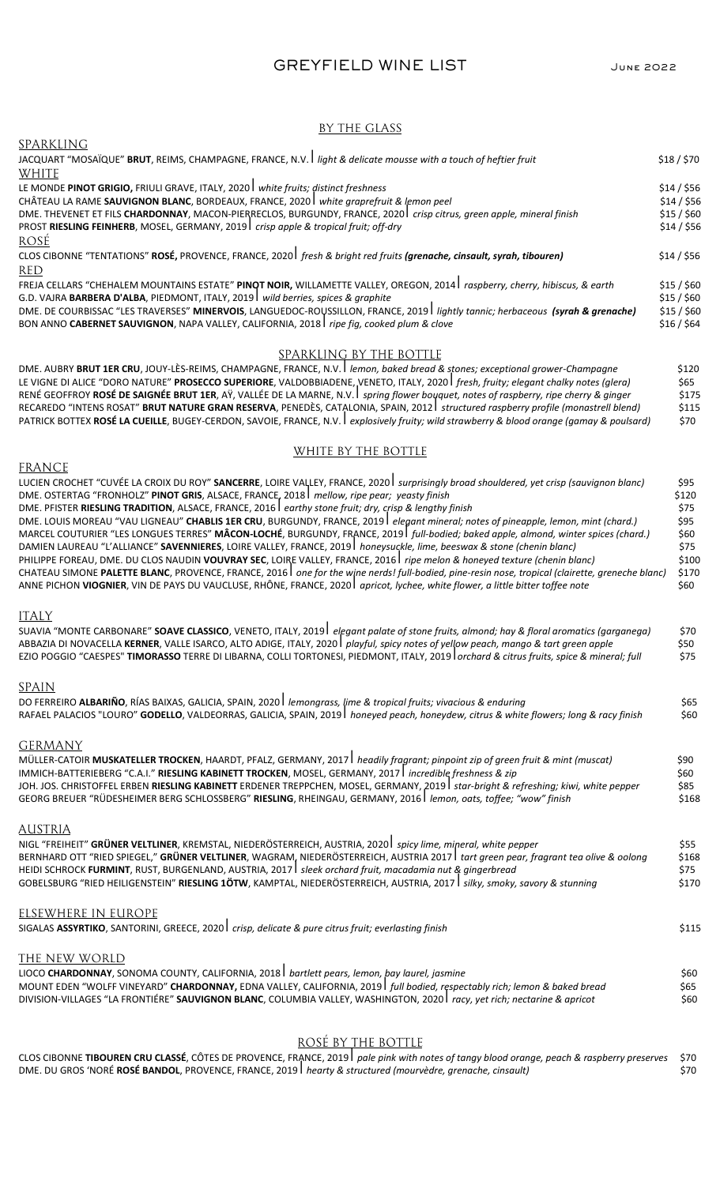# GREYFIELD WINE LIST

June 2022

## BY THE GLASS

### SPARKLING

JACQUART "MOSAÏQUE" **BRUT**, REIMS, CHAMPAGNE, FRANCE, N.V. | *light & delicate mousse with a touch of heftier fruit* — $18 / $70

### WHITE

LE MONDE **PINOT GRIGIO**, FRIULI GRAVE, ITALY, 2020 | *white fruits; distinct freshness* — $14 / $56

CHÂTEAU LA RAME **SAUVIGNON BLANC**, BORDEAUX, FRANCE, 2020 | *white grapefruit & lemon peel* — $14 / $56

DME. THEVENET ET FILS **CHARDONNAY**, MACON-PIERRECLOS, BURGUNDY, FRANCE, 2020 | *crisp citrus, green apple, mineral finish* — $15 / $60

PROST **RIESLING FEINHERB**, MOSEL, GERMANY, 2019 | *crisp apple & tropical fruit; off-dry* — $14 / $56

### ROSÉ

CLOS CIBONNE "TENTATIONS" **ROSÉ,** PROVENCE, FRANCE, 2020 | *fresh & bright red fruits **(grenache, cinsault, syrah, tibouren)*** — $14 / $56

### RED

FREJA CELLARS "CHEHALEM MOUNTAINS ESTATE" **PINOT NOIR,** WILLAMETTE VALLEY, OREGON, 2014 | *raspberry, cherry, hibiscus, & earth* — $15 / $60

G.D. VAJRA **BARBERA D'ALBA**, PIEDMONT, ITALY, 2019 | *wild berries, spices & graphite* — $15 / $60

DME. DE COURBISSAC "LES TRAVERSES" **MINERVOIS**, LANGUEDOC-ROUSSILLON, FRANCE, 2019 | *lightly tannic; herbaceous **(syrah & grenache)*** — $15 / $60

BON ANNO **CABERNET SAUVIGNON**, NAPA VALLEY, CALIFORNIA, 2018 | *ripe fig, cooked plum & clove* — $16 / $64

## SPARKLING BY THE BOTTLE

DME. AUBRY **BRUT 1ER CRU**, JOUY-LÈS-REIMS, CHAMPAGNE, FRANCE, N.V. | *lemon, baked bread & stones; exceptional grower-Champagne* — $120

LE VIGNE DI ALICE "DORO NATURE" **PROSECCO SUPERIORE**, VALDOBBIADENE, VENETO, ITALY, 2020 | *fresh, fruity; elegant chalky notes (glera)* — $65

RENÉ GEOFFROY **ROSÉ DE SAIGNÉE BRUT 1ER**, AŸ, VALLÉE DE LA MARNE, N.V. | *spring flower bouquet, notes of raspberry, ripe cherry & ginger* — $175

RECAREDO "INTENS ROSAT" **BRUT NATURE GRAN RESERVA**, PENEDÈS, CATALONIA, SPAIN, 2012 | *structured raspberry profile (monastrell blend)* — $115

PATRICK BOTTEX **ROSÉ LA CUEILLE**, BUGEY-CERDON, SAVOIE, FRANCE, N.V. | *explosively fruity; wild strawberry & blood orange (gamay & poulsard)* — $70

## WHITE BY THE BOTTLE

### FRANCE

LUCIEN CROCHET "CUVÉE LA CROIX DU ROY" **SANCERRE**, LOIRE VALLEY, FRANCE, 2020 | *surprisingly broad shouldered, yet crisp (sauvignon blanc)* — $95

DME. OSTERTAG "FRONHOLZ" **PINOT GRIS**, ALSACE, FRANCE, 2018 | *mellow, ripe pear; yeasty finish* — $120

DME. PFISTER **RIESLING TRADITION**, ALSACE, FRANCE, 2016 | *earthy stone fruit; dry, crisp & lengthy finish* — $75

DME. LOUIS MOREAU "VAU LIGNEAU" **CHABLIS 1ER CRU**, BURGUNDY, FRANCE, 2019 | *elegant mineral; notes of pineapple, lemon, mint (chard.)* — $95

MARCEL COUTURIER "LES LONGUES TERRES" **MÂCON-LOCHÉ**, BURGUNDY, FRANCE, 2019 | *full-bodied; baked apple, almond, winter spices (chard.)* — $60

DAMIEN LAUREAU "L'ALLIANCE" **SAVENNIERES**, LOIRE VALLEY, FRANCE, 2019 | *honeysuckle, lime, beeswax & stone (chenin blanc)* — $75

PHILIPPE FOREAU, DME. DU CLOS NAUDIN **VOUVRAY SEC**, LOIRE VALLEY, FRANCE, 2016 | *ripe melon & honeyed texture (chenin blanc)* — $100

CHATEAU SIMONE **PALETTE BLANC**, PROVENCE, FRANCE, 2016 | *one for the wine nerds! full-bodied, pine-resin nose, tropical (clairette, greneche blanc)* — $170

ANNE PICHON **VIOGNIER**, VIN DE PAYS DU VAUCLUSE, RHÔNE, FRANCE, 2020 | *apricot, lychee, white flower, a little bitter toffee note* — $60

### ITALY

SUAVIA "MONTE CARBONARE" **SOAVE CLASSICO**, VENETO, ITALY, 2019 | *elegant palate of stone fruits, almond; hay & floral aromatics (garganega)* — $70

ABBAZIA DI NOVACELLA **KERNER**, VALLE ISARCO, ALTO ADIGE, ITALY, 2020 | *playful, spicy notes of yellow peach, mango & tart green apple* — $50

EZIO POGGIO "CAESPES" **TIMORASSO** TERRE DI LIBARNA, COLLI TORTONESI, PIEDMONT, ITALY, 2019 | *orchard & citrus fruits, spice & mineral; full* — $75

### SPAIN

DO FERREIRO **ALBARIÑO**, RÍAS BAIXAS, GALICIA, SPAIN, 2020 | *lemongrass, lime & tropical fruits; vivacious & enduring* — $65

RAFAEL PALACIOS "LOURO" **GODELLO**, VALDEORRAS, GALICIA, SPAIN, 2019 | *honeyed peach, honeydew, citrus & white flowers; long & racy finish* — $60

### GERMANY

MÜLLER-CATOIR **MUSKATELLER TROCKEN**, HAARDT, PFALZ, GERMANY, 2017 | *headily fragrant; pinpoint zip of green fruit & mint (muscat)* — $90

IMMICH-BATTERIEBERG "C.A.I." **RIESLING KABINETT TROCKEN**, MOSEL, GERMANY, 2017 | *incredible freshness & zip* — $60

JOH. JOS. CHRISTOFFEL ERBEN **RIESLING KABINETT** ERDENER TREPPCHEN, MOSEL, GERMANY, 2019 | *star-bright & refreshing; kiwi, white pepper* — $85

GEORG BREUER "RÜDESHEIMER BERG SCHLOSSBERG" **RIESLING**, RHEINGAU, GERMANY, 2016 | *lemon, oats, toffee; "wow" finish* — $168

### AUSTRIA

NIGL "FREIHEIT" **GRÜNER VELTLINER**, KREMSTAL, NIEDERÖSTERREICH, AUSTRIA, 2020 | *spicy lime, mineral, white pepper* — $55

BERNHARD OTT "RIED SPIEGEL," **GRÜNER VELTLINER**, WAGRAM, NIEDERÖSTERREICH, AUSTRIA 2017 | *tart green pear, fragrant tea olive & oolong* — $168

HEIDI SCHROCK **FURMINT**, RUST, BURGENLAND, AUSTRIA, 2017 | *sleek orchard fruit, macadamia nut & gingerbread* — $75

GOBELSBURG "RIED HEILIGENSTEIN" **RIESLING 1ÖTW**, KAMPTAL, NIEDERÖSTERREICH, AUSTRIA, 2017 | *silky, smoky, savory & stunning* — $170

### ELSEWHERE IN EUROPE

SIGALAS **ASSYRTIKO**, SANTORINI, GREECE, 2020 | *crisp, delicate & pure citrus fruit; everlasting finish* — $115

### THE NEW WORLD

LIOCO **CHARDONNAY**, SONOMA COUNTY, CALIFORNIA, 2018 | *bartlett pears, lemon, bay laurel, jasmine* — $60

MOUNT EDEN "WOLFF VINEYARD" **CHARDONNAY,** EDNA VALLEY, CALIFORNIA, 2019 | *full bodied, respectably rich; lemon & baked bread* — $65

DIVISION-VILLAGES "LA FRONTIÉRE" **SAUVIGNON BLANC**, COLUMBIA VALLEY, WASHINGTON, 2020 | *racy, yet rich; nectarine & apricot* — $60

## ROSÉ BY THE BOTTLE

CLOS CIBONNE **TIBOUREN CRU CLASSÉ**, CÔTES DE PROVENCE, FRANCE, 2019 | *pale pink with notes of tangy blood orange, peach & raspberry preserves* — $70

DME. DU GROS 'NORÉ **ROSÉ BANDOL**, PROVENCE, FRANCE, 2019 | *hearty & structured (mourvèdre, grenache, cinsault)* — $70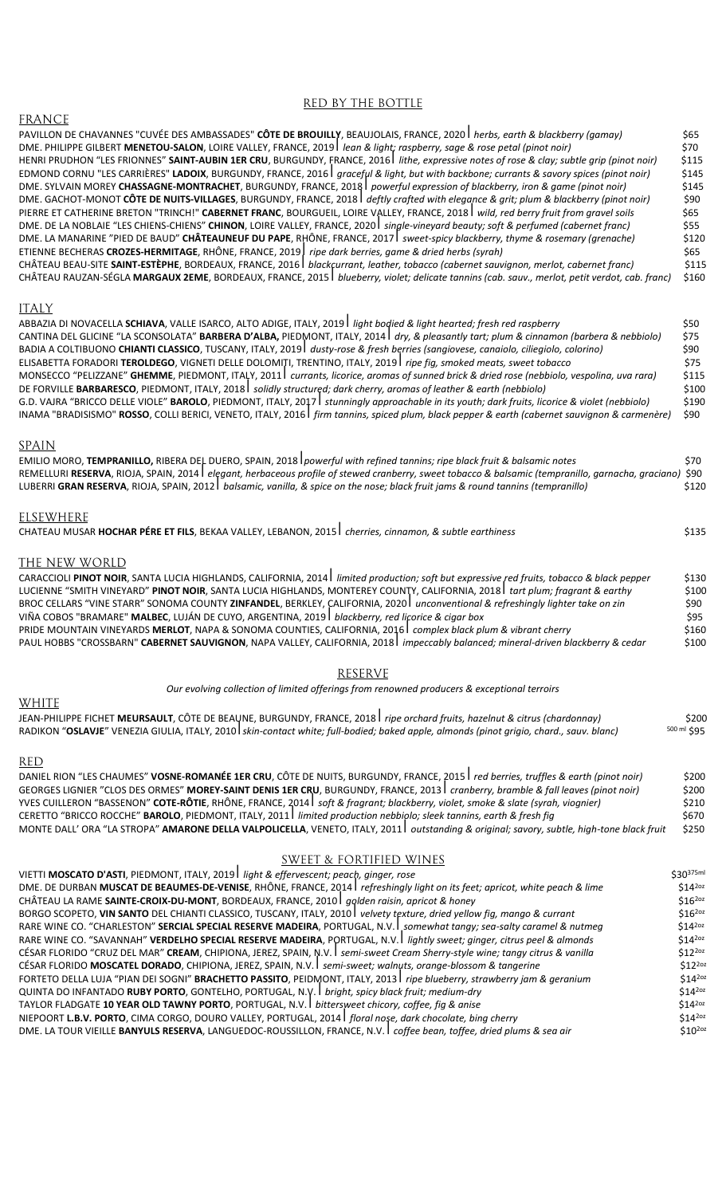# RED BY THE BOTTLE

## FRANCE

PAVILLON DE CHAVANNES "CUVÉE DES AMBASSADES" **CÔTE DE BROUILLY**, BEAUJOLAIS, FRANCE, 2020 | *herbs, earth & blackberry (gamay)* $65

DME. PHILIPPE GILBERT **MENETOU-SALON**, LOIRE VALLEY, FRANCE, 2019 | *lean & light; raspberry, sage & rose petal (pinot noir)* $70

HENRI PRUDHON "LES FRIONNES" **SAINT-AUBIN 1ER CRU**, BURGUNDY, FRANCE, 2016 | *lithe, expressive notes of rose & clay; subtle grip (pinot noir)* $115

EDMOND CORNU "LES CARRIÈRES" **LADOIX**, BURGUNDY, FRANCE, 2016 | *graceful & light, but with backbone; currants & savory spices (pinot noir)* $145

DME. SYLVAIN MOREY **CHASSAGNE-MONTRACHET**, BURGUNDY, FRANCE, 2018 | *powerful expression of blackberry, iron & game (pinot noir)* $145

DME. GACHOT-MONOT **CÔTE DE NUITS-VILLAGES**, BURGUNDY, FRANCE, 2018 | *deftly crafted with elegance & grit; plum & blackberry (pinot noir)* $90

PIERRE ET CATHERINE BRETON "TRINCH!" **CABERNET FRANC**, BOURGUEIL, LOIRE VALLEY, FRANCE, 2018 | *wild, red berry fruit from gravel soils* $65

DME. DE LA NOBLAIE "LES CHIENS-CHIENS" **CHINON**, LOIRE VALLEY, FRANCE, 2020 | *single-vineyard beauty; soft & perfumed (cabernet franc)* $55

DME. LA MANARINE "PIED DE BAUD" **CHÂTEAUNEUF DU PAPE**, RHÔNE, FRANCE, 2017 | *sweet-spicy blackberry, thyme & rosemary (grenache)* $120

ETIENNE BECHERAS **CROZES-HERMITAGE**, RHÔNE, FRANCE, 2019 | *ripe dark berries, game & dried herbs (syrah)* $65

CHÂTEAU BEAU-SITE **SAINT-ESTÈPHE**, BORDEAUX, FRANCE, 2016 | *blackcurrant, leather, tobacco (cabernet sauvignon, merlot, cabernet franc)* $115

CHÂTEAU RAUZAN-SÉGLA **MARGAUX 2EME**, BORDEAUX, FRANCE, 2015 | *blueberry, violet; delicate tannins (cab. sauv., merlot, petit verdot, cab. franc)* $160

## ITALY

ABBAZIA DI NOVACELLA **SCHIAVA**, VALLE ISARCO, ALTO ADIGE, ITALY, 2019 | *light bodied & light hearted; fresh red raspberry* $50

CANTINA DEL GLICINE "LA SCONSOLATA" **BARBERA D'ALBA,** PIEDMONT, ITALY, 2014 | *dry, & pleasantly tart; plum & cinnamon (barbera & nebbiolo)* $75

BADIA A COLTIBUONO **CHIANTI CLASSICO**, TUSCANY, ITALY, 2019 | *dusty-rose & fresh berries (sangiovese, canaiolo, ciliegiolo, colorino)* $90

ELISABETTA FORADORI **TEROLDEGO**, VIGNETI DELLE DOLOMITI, TRENTINO, ITALY, 2019 | *ripe fig, smoked meats, sweet tobacco* $75

MONSECCO "PELIZZANE" **GHEMME**, PIEDMONT, ITALY, 2011 | *currants, licorice, aromas of sunned brick & dried rose (nebbiolo, vespolina, uva rara)* $115

DE FORVILLE **BARBARESCO**, PIEDMONT, ITALY, 2018 | *solidly structured; dark cherry, aromas of leather & earth (nebbiolo)* $100

G.D. VAJRA "BRICCO DELLE VIOLE" **BAROLO**, PIEDMONT, ITALY, 2017 | *stunningly approachable in its youth; dark fruits, licorice & violet (nebbiolo)* $190

INAMA "BRADISISMO" **ROSSO**, COLLI BERICI, VENETO, ITALY, 2016 | *firm tannins, spiced plum, black pepper & earth (cabernet sauvignon & carmenère)* $90

## SPAIN

EMILIO MORO, **TEMPRANILLO,** RIBERA DEL DUERO, SPAIN, 2018 | *powerful with refined tannins; ripe black fruit & balsamic notes* $70

REMELLURI **RESERVA**, RIOJA, SPAIN, 2014 | *elegant, herbaceous profile of stewed cranberry, sweet tobacco & balsamic (tempranillo, garnacha, graciano)* $90

LUBERRI **GRAN RESERVA**, RIOJA, SPAIN, 2012 | *balsamic, vanilla, & spice on the nose; black fruit jams & round tannins (tempranillo)* $120

## ELSEWHERE

CHATEAU MUSAR **HOCHAR PÉRE ET FILS**, BEKAA VALLEY, LEBANON, 2015 | *cherries, cinnamon, & subtle earthiness* $135

## THE NEW WORLD

CARACCIOLI **PINOT NOIR**, SANTA LUCIA HIGHLANDS, CALIFORNIA, 2014 | *limited production; soft but expressive red fruits, tobacco & black pepper* $130

LUCIENNE "SMITH VINEYARD" **PINOT NOIR**, SANTA LUCIA HIGHLANDS, MONTEREY COUNTY, CALIFORNIA, 2018 | *tart plum; fragrant & earthy* $100

BROC CELLARS "VINE STARR" SONOMA COUNTY **ZINFANDEL**, BERKLEY, CALIFORNIA, 2020 | *unconventional & refreshingly lighter take on zin* $90

VIÑA COBOS "BRAMARE" **MALBEC**, LUJÁN DE CUYO, ARGENTINA, 2019 | *blackberry, red licorice & cigar box* $95

PRIDE MOUNTAIN VINEYARDS **MERLOT**, NAPA & SONOMA COUNTIES, CALIFORNIA, 2016 | *complex black plum & vibrant cherry* $160

PAUL HOBBS "CROSSBARN" **CABERNET SAUVIGNON**, NAPA VALLEY, CALIFORNIA, 2018 | *impeccably balanced; mineral-driven blackberry & cedar* $100

# RESERVE

*Our evolving collection of limited offerings from renowned producers & exceptional terroirs*

## WHITE

JEAN-PHILIPPE FICHET **MEURSAULT**, CÔTE DE BEAUNE, BURGUNDY, FRANCE, 2018 | *ripe orchard fruits, hazelnut & citrus (chardonnay)* $200

RADIKON "**OSLAVJE**" VENEZIA GIULIA, ITALY, 2010 | *skin-contact white; full-bodied; baked apple, almonds (pinot grigio, chard., sauv. blanc)* 500 ml $95

## RED

DANIEL RION "LES CHAUMES" **VOSNE-ROMANÉE 1ER CRU**, CÔTE DE NUITS, BURGUNDY, FRANCE, 2015 | *red berries, truffles & earth (pinot noir)* $200

GEORGES LIGNIER "CLOS DES ORMES" **MOREY-SAINT DENIS 1ER CRU**, BURGUNDY, FRANCE, 2013 | *cranberry, bramble & fall leaves (pinot noir)* $200

YVES CUILLERON "BASSENON" **COTE-RÔTIE**, RHÔNE, FRANCE, 2014 | *soft & fragrant; blackberry, violet, smoke & slate (syrah, viognier)* $210

CERETTO "BRICCO ROCCHE" **BAROLO**, PIEDMONT, ITALY, 2011 | *limited production nebbiolo; sleek tannins, earth & fresh fig* $670

MONTE DALL' ORA "LA STROPA" **AMARONE DELLA VALPOLICELLA**, VENETO, ITALY, 2011 | *outstanding & original; savory, subtle, high-tone black fruit* $250

# SWEET & FORTIFIED WINES

VIETTI **MOSCATO D'ASTI**, PIEDMONT, ITALY, 2019 | *light & effervescent; peach, ginger, rose* $30 375ml

DME. DE DURBAN **MUSCAT DE BEAUMES-DE-VENISE**, RHÔNE, FRANCE, 2014 | *refreshingly light on its feet; apricot, white peach & lime* $14 2oz

CHÂTEAU LA RAME **SAINTE-CROIX-DU-MONT**, BORDEAUX, FRANCE, 2010 | *golden raisin, apricot & honey* $16 2oz

BORGO SCOPETO, **VIN SANTO** DEL CHIANTI CLASSICO, TUSCANY, ITALY, 2010 | *velvety texture, dried yellow fig, mango & currant* $16 2oz

RARE WINE CO. "CHARLESTON" **SERCIAL SPECIAL RESERVE MADEIRA**, PORTUGAL, N.V. | *somewhat tangy; sea-salty caramel & nutmeg* $14 2oz

RARE WINE CO. "SAVANNAH" **VERDELHO SPECIAL RESERVE MADEIRA**, PORTUGAL, N.V. | *lightly sweet; ginger, citrus peel & almonds* $14 2oz

CÉSAR FLORIDO "CRUZ DEL MAR" **CREAM**, CHIPIONA, JEREZ, SPAIN, N.V. | *semi-sweet Cream Sherry-style wine; tangy citrus & vanilla* $12 2oz

CÉSAR FLORIDO **MOSCATEL DORADO**, CHIPIONA, JEREZ, SPAIN, N.V. | *semi-sweet; walnuts, orange-blossom & tangerine* $12 2oz

FORTETO DELLA LUJA "PIAN DEI SOGNI" **BRACHETTO PASSITO**, PEIDMONT, ITALY, 2013 | *ripe blueberry, strawberry jam & geranium* $14 2oz

QUINTA DO INFANTADO **RUBY PORTO**, GONTELHO, PORTUGAL, N.V. | *bright, spicy black fruit; medium-dry* $14 2oz

TAYLOR FLADGATE **10 YEAR OLD TAWNY PORTO**, PORTUGAL, N.V. | *bittersweet chicory, coffee, fig & anise* $14 2oz

NIEPOORT **L.B.V. PORTO**, CIMA CORGO, DOURO VALLEY, PORTUGAL, 2014 | *floral nose, dark chocolate, bing cherry* $14 2oz

DME. LA TOUR VIEILLE **BANYULS RESERVA**, LANGUEDOC-ROUSSILLON, FRANCE, N.V. | *coffee bean, toffee, dried plums & sea air* $10 2oz